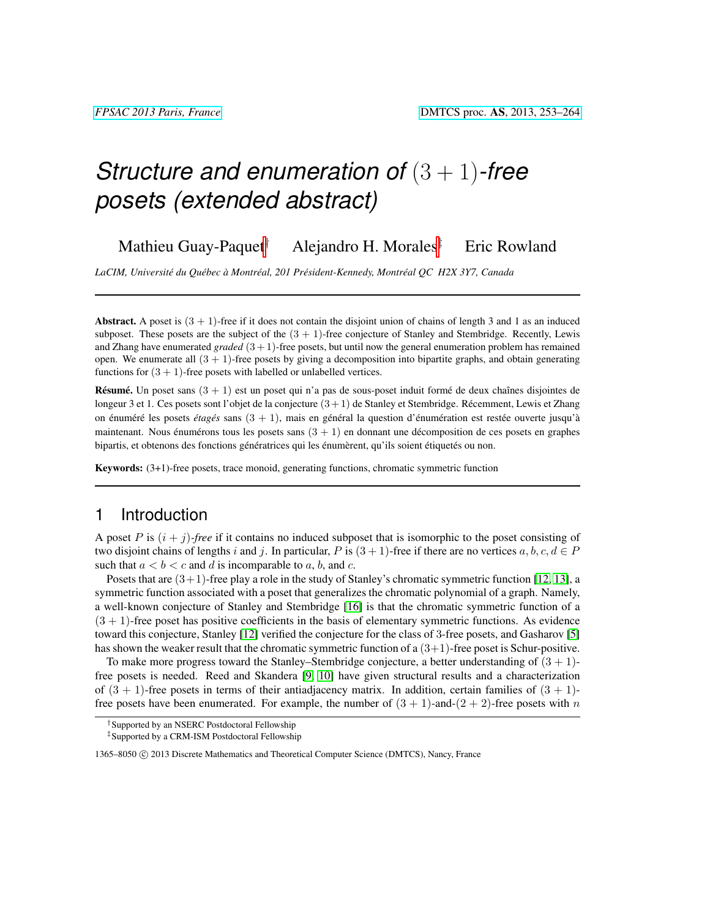# *Structure and enumeration of* $(3+1)$*-free posets (extended abstract)*

Mathieu Guay-Paquet[†] Alejandro H. Morales[‡] Eric Rowland

*LaCIM, Université du Québec à Montréal, 201 Président-Kennedy, Montréal QC H2X 3Y7, Canada*

---

**Abstract.** A poset is $(3+1)$-free if it does not contain the disjoint union of chains of length 3 and 1 as an induced subposet. These posets are the subject of the $(3+1)$-free conjecture of Stanley and Stembridge. Recently, Lewis and Zhang have enumerated *graded* $(3+1)$-free posets, but until now the general enumeration problem has remained open. We enumerate all $(3+1)$-free posets by giving a decomposition into bipartite graphs, and obtain generating functions for $(3+1)$-free posets with labelled or unlabelled vertices.

**Résumé.** Un poset sans $(3+1)$ est un poset qui n'a pas de sous-poset induit formé de deux chaînes disjointes de longeur 3 et 1. Ces posets sont l'objet de la conjecture $(3+1)$ de Stanley et Stembridge. Récemment, Lewis et Zhang on énuméré les posets *étagés* sans $(3+1)$, mais en général la question d'énumération est restée ouverte jusqu'à maintenant. Nous énumérons tous les posets sans $(3+1)$ en donnant une décomposition de ces posets en graphes bipartis, et obtenons des fonctions génératrices qui les énumèrent, qu'ils soient étiquetés ou non.

**Keywords:** (3+1)-free posets, trace monoid, generating functions, chromatic symmetric function

---

## 1 Introduction

A poset $P$ is $(i+j)$*-free* if it contains no induced subposet that is isomorphic to the poset consisting of two disjoint chains of lengths $i$ and $j$. In particular, $P$ is $(3+1)$-free if there are no vertices $a, b, c, d \in P$ such that $a < b < c$ and $d$ is incomparable to $a$, $b$, and $c$.

Posets that are $(3+1)$-free play a role in the study of Stanley's chromatic symmetric function [12, 13], a symmetric function associated with a poset that generalizes the chromatic polynomial of a graph. Namely, a well-known conjecture of Stanley and Stembridge [16] is that the chromatic symmetric function of a $(3+1)$-free poset has positive coefficients in the basis of elementary symmetric functions. As evidence toward this conjecture, Stanley [12] verified the conjecture for the class of 3-free posets, and Gasharov [5] has shown the weaker result that the chromatic symmetric function of a $(3+1)$-free poset is Schur-positive.

To make more progress toward the Stanley–Stembridge conjecture, a better understanding of $(3+1)$-free posets is needed. Reed and Skandera [9, 10] have given structural results and a characterization of $(3+1)$-free posets in terms of their antiadjacency matrix. In addition, certain families of $(3+1)$-free posets have been enumerated. For example, the number of $(3+1)$-and-$(2+2)$-free posets with $n$

---

[†] Supported by an NSERC Postdoctoral Fellowship

[‡] Supported by a CRM-ISM Postdoctoral Fellowship

1365–8050 © 2013 Discrete Mathematics and Theoretical Computer Science (DMTCS), Nancy, France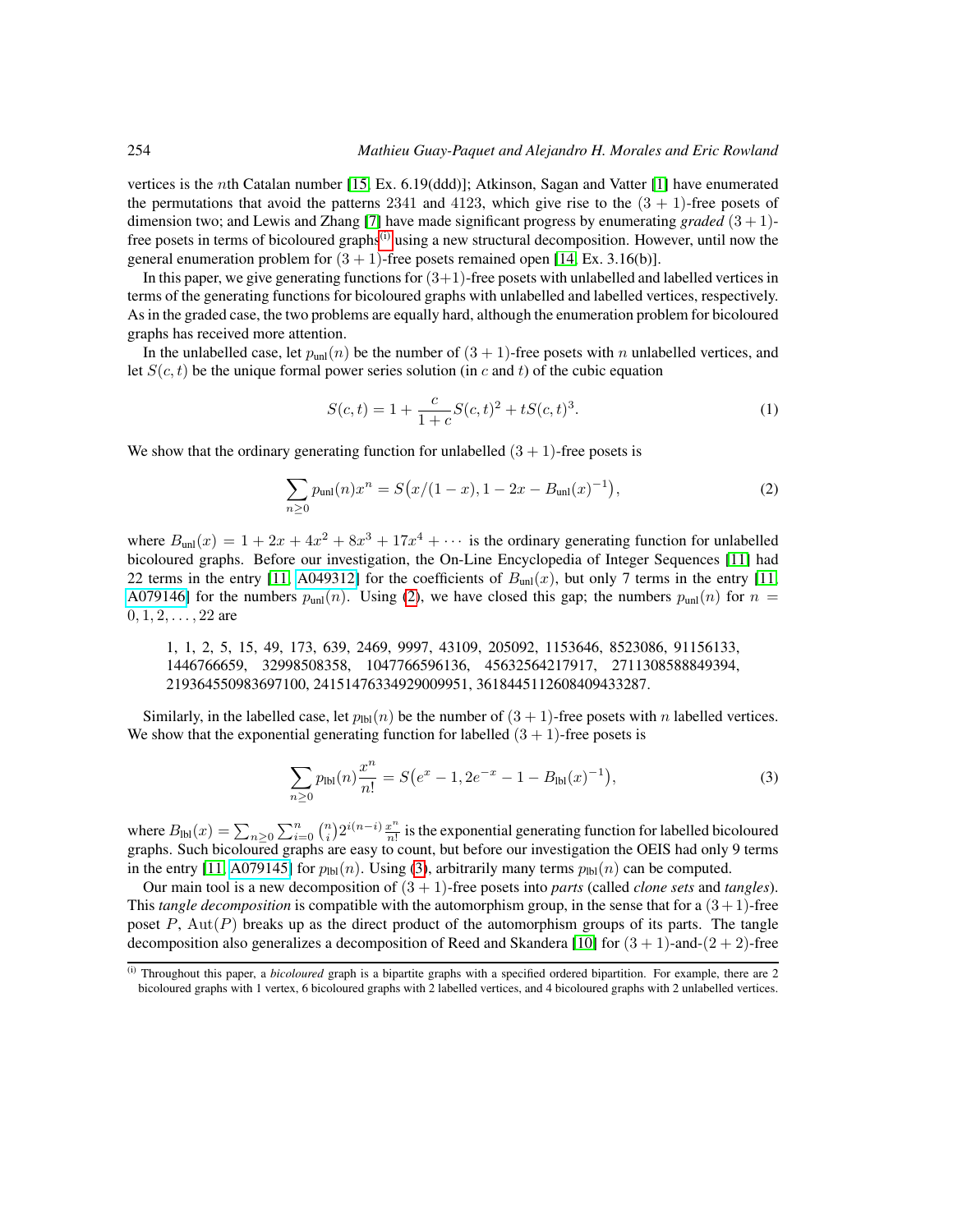vertices is the $n$th Catalan number [15, Ex. 6.19(ddd)]; Atkinson, Sagan and Vatter [1] have enumerated the permutations that avoid the patterns 2341 and 4123, which give rise to the $(3+1)$-free posets of dimension two; and Lewis and Zhang [7] have made significant progress by enumerating *graded* $(3+1)$-free posets in terms of bicoloured graphs[(i)] using a new structural decomposition. However, until now the general enumeration problem for $(3+1)$-free posets remained open [14, Ex. 3.16(b)].

In this paper, we give generating functions for $(3+1)$-free posets with unlabelled and labelled vertices in terms of the generating functions for bicoloured graphs with unlabelled and labelled vertices, respectively. As in the graded case, the two problems are equally hard, although the enumeration problem for bicoloured graphs has received more attention.

In the unlabelled case, let $p_{\text{unl}}(n)$ be the number of $(3+1)$-free posets with $n$ unlabelled vertices, and let $S(c,t)$ be the unique formal power series solution (in $c$ and $t$) of the cubic equation

$$S(c,t) = 1 + \frac{c}{1+c} S(c,t)^2 + t S(c,t)^3. \tag{1}$$

We show that the ordinary generating function for unlabelled $(3+1)$-free posets is

$$\sum_{n \geq 0} p_{\text{unl}}(n) x^n = S\big(x/(1-x), 1 - 2x - B_{\text{unl}}(x)^{-1}\big), \tag{2}$$

where $B_{\text{unl}}(x) = 1 + 2x + 4x^2 + 8x^3 + 17x^4 + \cdots$ is the ordinary generating function for unlabelled bicoloured graphs. Before our investigation, the On-Line Encyclopedia of Integer Sequences [11] had 22 terms in the entry [11, A049312] for the coefficients of $B_{\text{unl}}(x)$, but only 7 terms in the entry [11, A079146] for the numbers $p_{\text{unl}}(n)$. Using (2), we have closed this gap; the numbers $p_{\text{unl}}(n)$ for $n = 0, 1, 2, \ldots, 22$ are

1, 1, 2, 5, 15, 49, 173, 639, 2469, 9997, 43109, 205092, 1153646, 8523086, 91156133, 1446766659, 32998508358, 1047766596136, 45632564217917, 2711308588849394, 219364550983697100, 24151476334929009951, 3618445112608409433287.

Similarly, in the labelled case, let $p_{\text{lbl}}(n)$ be the number of $(3+1)$-free posets with $n$ labelled vertices. We show that the exponential generating function for labelled $(3+1)$-free posets is

$$\sum_{n \geq 0} p_{\text{lbl}}(n) \frac{x^n}{n!} = S\big(e^x - 1, 2e^{-x} - 1 - B_{\text{lbl}}(x)^{-1}\big), \tag{3}$$

where $B_{\text{lbl}}(x) = \sum_{n\geq 0} \sum_{i=0}^{n} \binom{n}{i} 2^{i(n-i)} \frac{x^n}{n!}$ is the exponential generating function for labelled bicoloured graphs. Such bicoloured graphs are easy to count, but before our investigation the OEIS had only 9 terms in the entry [11, A079145] for $p_{\text{lbl}}(n)$. Using (3), arbitrarily many terms $p_{\text{lbl}}(n)$ can be computed.

Our main tool is a new decomposition of $(3+1)$-free posets into *parts* (called *clone sets* and *tangles*). This *tangle decomposition* is compatible with the automorphism group, in the sense that for a $(3+1)$-free poset $P$, $\text{Aut}(P)$ breaks up as the direct product of the automorphism groups of its parts. The tangle decomposition also generalizes a decomposition of Reed and Skandera [10] for $(3+1)$-and-$(2+2)$-free

(i) Throughout this paper, a *bicoloured* graph is a bipartite graphs with a specified ordered bipartition. For example, there are 2 bicoloured graphs with 1 vertex, 6 bicoloured graphs with 2 labelled vertices, and 4 bicoloured graphs with 2 unlabelled vertices.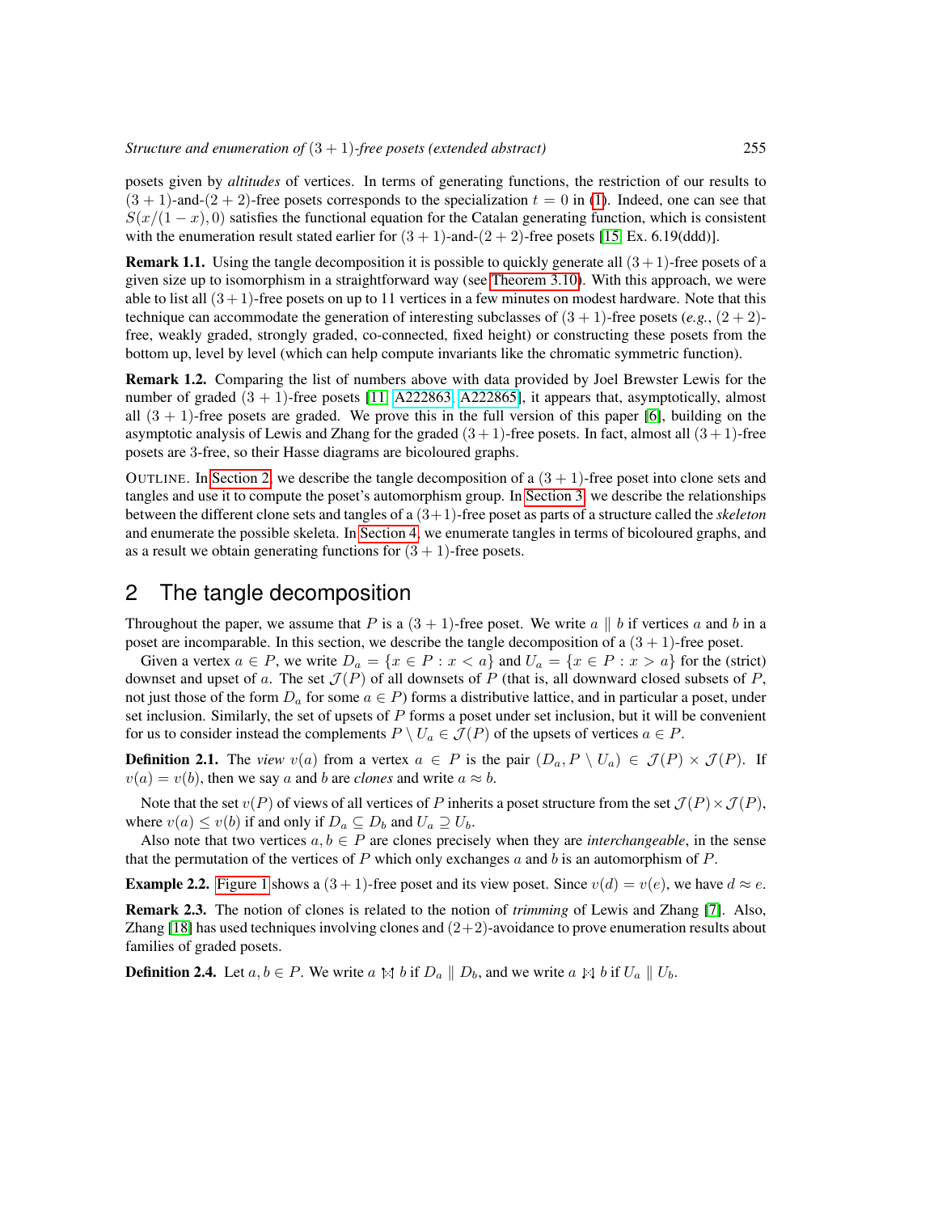posets given by *altitudes* of vertices. In terms of generating functions, the restriction of our results to $(3+1)$-and-$(2+2)$-free posets corresponds to the specialization $t = 0$ in (1). Indeed, one can see that $S(x/(1-x), 0)$ satisfies the functional equation for the Catalan generating function, which is consistent with the enumeration result stated earlier for $(3+1)$-and-$(2+2)$-free posets [15, Ex. 6.19(ddd)].

**Remark 1.1.** Using the tangle decomposition it is possible to quickly generate all $(3+1)$-free posets of a given size up to isomorphism in a straightforward way (see Theorem 3.10). With this approach, we were able to list all $(3+1)$-free posets on up to 11 vertices in a few minutes on modest hardware. Note that this technique can accommodate the generation of interesting subclasses of $(3+1)$-free posets (*e.g.*, $(2+2)$-free, weakly graded, strongly graded, co-connected, fixed height) or constructing these posets from the bottom up, level by level (which can help compute invariants like the chromatic symmetric function).

**Remark 1.2.** Comparing the list of numbers above with data provided by Joel Brewster Lewis for the number of graded $(3+1)$-free posets [11, A222863, A222865], it appears that, asymptotically, almost all $(3+1)$-free posets are graded. We prove this in the full version of this paper [6], building on the asymptotic analysis of Lewis and Zhang for the graded $(3+1)$-free posets. In fact, almost all $(3+1)$-free posets are 3-free, so their Hasse diagrams are bicoloured graphs.

OUTLINE. In Section 2, we describe the tangle decomposition of a $(3+1)$-free poset into clone sets and tangles and use it to compute the poset's automorphism group. In Section 3, we describe the relationships between the different clone sets and tangles of a $(3+1)$-free poset as parts of a structure called the *skeleton* and enumerate the possible skeleta. In Section 4, we enumerate tangles in terms of bicoloured graphs, and as a result we obtain generating functions for $(3+1)$-free posets.

## 2 The tangle decomposition

Throughout the paper, we assume that $P$ is a $(3+1)$-free poset. We write $a \parallel b$ if vertices $a$ and $b$ in a poset are incomparable. In this section, we describe the tangle decomposition of a $(3+1)$-free poset.

Given a vertex $a \in P$, we write $D_a = \{x \in P : x < a\}$ and $U_a = \{x \in P : x > a\}$ for the (strict) downset and upset of $a$. The set $\mathcal{J}(P)$ of all downsets of $P$ (that is, all downward closed subsets of $P$, not just those of the form $D_a$ for some $a \in P$) forms a distributive lattice, and in particular a poset, under set inclusion. Similarly, the set of upsets of $P$ forms a poset under set inclusion, but it will be convenient for us to consider instead the complements $P \setminus U_a \in \mathcal{J}(P)$ of the upsets of vertices $a \in P$.

**Definition 2.1.** The *view* $v(a)$ from a vertex $a \in P$ is the pair $(D_a, P \setminus U_a) \in \mathcal{J}(P) \times \mathcal{J}(P)$. If $v(a) = v(b)$, then we say $a$ and $b$ are *clones* and write $a \approx b$.

Note that the set $v(P)$ of views of all vertices of $P$ inherits a poset structure from the set $\mathcal{J}(P) \times \mathcal{J}(P)$, where $v(a) \le v(b)$ if and only if $D_a \subseteq D_b$ and $U_a \supseteq U_b$.

Also note that two vertices $a, b \in P$ are clones precisely when they are *interchangeable*, in the sense that the permutation of the vertices of $P$ which only exchanges $a$ and $b$ is an automorphism of $P$.

**Example 2.2.** Figure 1 shows a $(3+1)$-free poset and its view poset. Since $v(d) = v(e)$, we have $d \approx e$.

**Remark 2.3.** The notion of clones is related to the notion of *trimming* of Lewis and Zhang [7]. Also, Zhang [18] has used techniques involving clones and $(2+2)$-avoidance to prove enumeration results about families of graded posets.

**Definition 2.4.** Let $a, b \in P$. We write $a \bowtie b$ if $D_a \parallel D_b$, and we write $a \bowtie b$ if $U_a \parallel U_b$.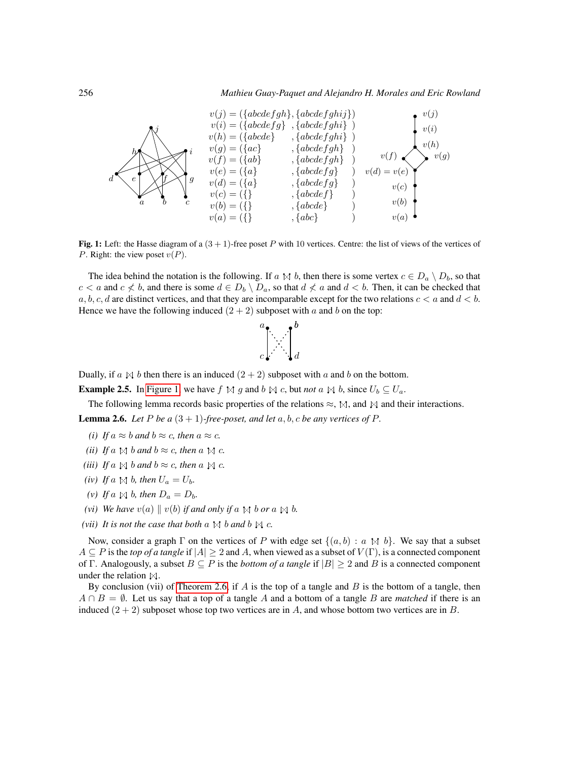$v(j) = (\{abcdefgh\}, \{abcdefghij\})$
$v(i) = (\{abcdefg\}, \{abcdefghi\})$
$v(h) = (\{abcde\}, \{abcdefghi\})$
$v(g) = (\{ac\}, \{abcdefgh\})$
$v(f) = (\{ab\}, \{abcdefgh\})$
$v(e) = (\{a\}, \{abcdefg\})$
$v(d) = (\{a\}, \{abcdefg\})$
$v(c) = (\{\}, \{abcdef\})$
$v(b) = (\{\}, \{abcde\})$
$v(a) = (\{\}, \{abc\})$

**Fig. 1:** Left: the Hasse diagram of a $(3+1)$-free poset $P$ with 10 vertices. Centre: the list of views of the vertices of $P$. Right: the view poset $v(P)$.

The idea behind the notation is the following. If $a \bowtie b$, then there is some vertex $c \in D_a \setminus D_b$, so that $c < a$ and $c \not< b$, and there is some $d \in D_b \setminus D_a$, so that $d \not< a$ and $d < b$. Then, it can be checked that $a, b, c, d$ are distinct vertices, and that they are incomparable except for the two relations $c < a$ and $d < b$. Hence we have the following induced $(2+2)$ subposet with $a$ and $b$ on the top:

Dually, if $a \bowtie b$ then there is an induced $(2+2)$ subposet with $a$ and $b$ on the bottom.

**Example 2.5.** In Figure 1, we have $f \bowtie g$ and $b \bowtie c$, but *not* $a \bowtie b$, since $U_b \subseteq U_a$.

The following lemma records basic properties of the relations $\approx$, $\bowtie$, and $\bowtie$ and their interactions.

**Lemma 2.6.** *Let $P$ be a $(3+1)$-free-poset, and let $a, b, c$ be any vertices of $P$.*

*(i) If $a \approx b$ and $b \approx c$, then $a \approx c$.*

*(ii) If $a \bowtie b$ and $b \approx c$, then $a \bowtie c$.*

*(iii) If $a \bowtie b$ and $b \approx c$, then $a \bowtie c$.*

*(iv) If $a \bowtie b$, then $U_a = U_b$.*

*(v) If $a \bowtie b$, then $D_a = D_b$.*

*(vi) We have $v(a) \parallel v(b)$ if and only if $a \bowtie b$ or $a \bowtie b$.*

*(vii) It is not the case that both $a \bowtie b$ and $b \bowtie c$.*

Now, consider a graph $\Gamma$ on the vertices of $P$ with edge set $\{(a, b) : a \bowtie b\}$. We say that a subset $A \subseteq P$ is the *top of a tangle* if $|A| \geq 2$ and $A$, when viewed as a subset of $V(\Gamma)$, is a connected component of $\Gamma$. Analogously, a subset $B \subseteq P$ is the *bottom of a tangle* if $|B| \geq 2$ and $B$ is a connected component under the relation $\bowtie$.

By conclusion (vii) of Theorem 2.6, if $A$ is the top of a tangle and $B$ is the bottom of a tangle, then $A \cap B = \emptyset$. Let us say that a top of a tangle $A$ and a bottom of a tangle $B$ are *matched* if there is an induced $(2+2)$ subposet whose top two vertices are in $A$, and whose bottom two vertices are in $B$.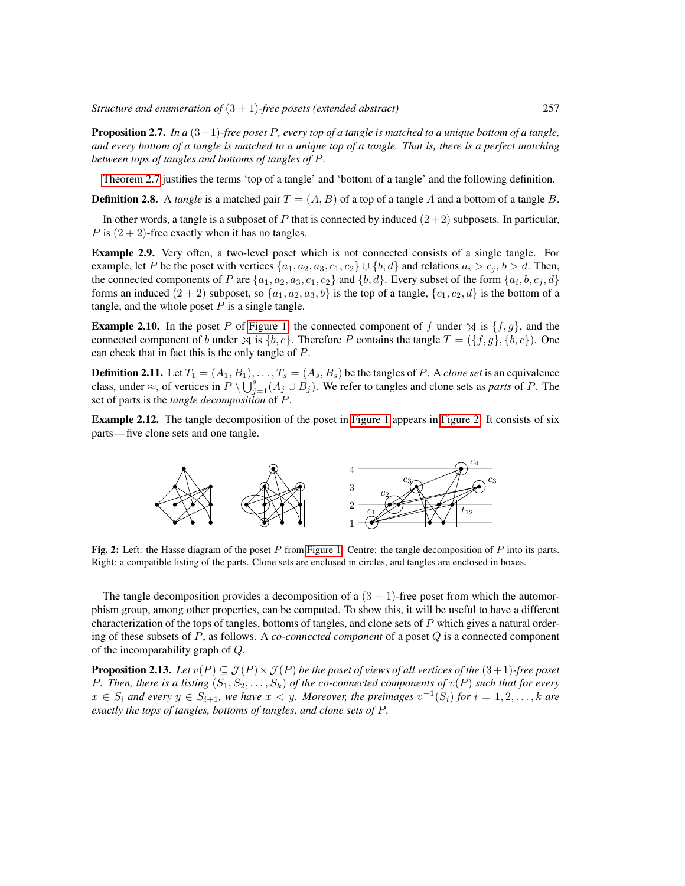**Proposition 2.7.** *In a* $(3+1)$*-free poset* $P$*, every top of a tangle is matched to a unique bottom of a tangle, and every bottom of a tangle is matched to a unique top of a tangle. That is, there is a perfect matching between tops of tangles and bottoms of tangles of* $P$*.*

Theorem 2.7 justifies the terms 'top of a tangle' and 'bottom of a tangle' and the following definition.

**Definition 2.8.** A *tangle* is a matched pair $T = (A, B)$ of a top of a tangle $A$ and a bottom of a tangle $B$.

In other words, a tangle is a subposet of $P$ that is connected by induced $(2+2)$ subposets. In particular, $P$ is $(2+2)$-free exactly when it has no tangles.

**Example 2.9.** Very often, a two-level poset which is not connected consists of a single tangle. For example, let $P$ be the poset with vertices $\{a_1, a_2, a_3, c_1, c_2\} \cup \{b, d\}$ and relations $a_i > c_j$, $b > d$. Then, the connected components of $P$ are $\{a_1, a_2, a_3, c_1, c_2\}$ and $\{b, d\}$. Every subset of the form $\{a_i, b, c_j, d\}$ forms an induced $(2+2)$ subposet, so $\{a_1, a_2, a_3, b\}$ is the top of a tangle, $\{c_1, c_2, d\}$ is the bottom of a tangle, and the whole poset $P$ is a single tangle.

**Example 2.10.** In the poset $P$ of Figure 1, the connected component of $f$ under $\bowtie$ is $\{f, g\}$, and the connected component of $b$ under $\bowtie$ is $\{b, c\}$. Therefore $P$ contains the tangle $T = (\{f, g\}, \{b, c\})$. One can check that in fact this is the only tangle of $P$.

**Definition 2.11.** Let $T_1 = (A_1, B_1), \dots, T_s = (A_s, B_s)$ be the tangles of $P$. A *clone set* is an equivalence class, under $\approx$, of vertices in $P \setminus \bigcup_{j=1}^{s}(A_j \cup B_j)$. We refer to tangles and clone sets as *parts* of $P$. The set of parts is the *tangle decomposition* of $P$.

**Example 2.12.** The tangle decomposition of the poset in Figure 1 appears in Figure 2. It consists of six parts—five clone sets and one tangle.

**Fig. 2:** Left: the Hasse diagram of the poset $P$ from Figure 1. Centre: the tangle decomposition of $P$ into its parts. Right: a compatible listing of the parts. Clone sets are enclosed in circles, and tangles are enclosed in boxes.

The tangle decomposition provides a decomposition of a $(3+1)$-free poset from which the automorphism group, among other properties, can be computed. To show this, it will be useful to have a different characterization of the tops of tangles, bottoms of tangles, and clone sets of $P$ which gives a natural ordering of these subsets of $P$, as follows. A *co-connected component* of a poset $Q$ is a connected component of the incomparability graph of $Q$.

**Proposition 2.13.** *Let* $v(P) \subseteq \mathcal{J}(P) \times \mathcal{J}(P)$ *be the poset of views of all vertices of the* $(3+1)$*-free poset* $P$*. Then, there is a listing* $(S_1, S_2, \dots, S_k)$ *of the co-connected components of* $v(P)$ *such that for every* $x \in S_i$ *and every* $y \in S_{i+1}$*, we have* $x < y$*. Moreover, the preimages* $v^{-1}(S_i)$ *for* $i = 1, 2, \dots, k$ *are exactly the tops of tangles, bottoms of tangles, and clone sets of* $P$*.*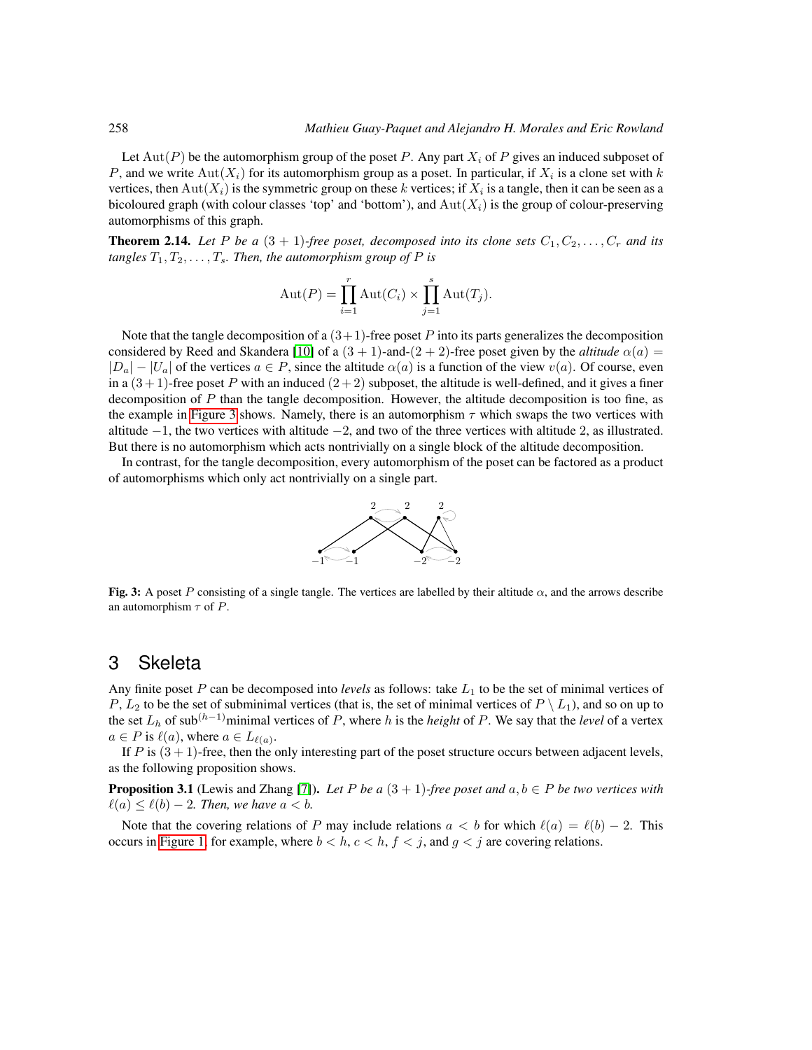Let $\mathrm{Aut}(P)$ be the automorphism group of the poset $P$. Any part $X_i$ of $P$ gives an induced subposet of $P$, and we write $\mathrm{Aut}(X_i)$ for its automorphism group as a poset. In particular, if $X_i$ is a clone set with $k$ vertices, then $\mathrm{Aut}(X_i)$ is the symmetric group on these $k$ vertices; if $X_i$ is a tangle, then it can be seen as a bicoloured graph (with colour classes 'top' and 'bottom'), and $\mathrm{Aut}(X_i)$ is the group of colour-preserving automorphisms of this graph.

**Theorem 2.14.** *Let $P$ be a $(3+1)$-free poset, decomposed into its clone sets $C_1, C_2, \ldots, C_r$ and its tangles $T_1, T_2, \ldots, T_s$. Then, the automorphism group of $P$ is*

$$\mathrm{Aut}(P) = \prod_{i=1}^{r} \mathrm{Aut}(C_i) \times \prod_{j=1}^{s} \mathrm{Aut}(T_j).$$

Note that the tangle decomposition of a $(3+1)$-free poset $P$ into its parts generalizes the decomposition considered by Reed and Skandera [10] of a $(3+1)$-and-$(2+2)$-free poset given by the *altitude* $\alpha(a) = |D_a| - |U_a|$ of the vertices $a \in P$, since the altitude $\alpha(a)$ is a function of the view $v(a)$. Of course, even in a $(3+1)$-free poset $P$ with an induced $(2+2)$ subposet, the altitude is well-defined, and it gives a finer decomposition of $P$ than the tangle decomposition. However, the altitude decomposition is too fine, as the example in Figure 3 shows. Namely, there is an automorphism $\tau$ which swaps the two vertices with altitude $-1$, the two vertices with altitude $-2$, and two of the three vertices with altitude 2, as illustrated. But there is no automorphism which acts nontrivially on a single block of the altitude decomposition.

In contrast, for the tangle decomposition, every automorphism of the poset can be factored as a product of automorphisms which only act nontrivially on a single part.

**Fig. 3:** A poset $P$ consisting of a single tangle. The vertices are labelled by their altitude $\alpha$, and the arrows describe an automorphism $\tau$ of $P$.

## 3 Skeleta

Any finite poset $P$ can be decomposed into *levels* as follows: take $L_1$ to be the set of minimal vertices of $P$, $L_2$ to be the set of subminimal vertices (that is, the set of minimal vertices of $P \setminus L_1$), and so on up to the set $L_h$ of sub$^{(h-1)}$minimal vertices of $P$, where $h$ is the *height* of $P$. We say that the *level* of a vertex $a \in P$ is $\ell(a)$, where $a \in L_{\ell(a)}$.

If $P$ is $(3+1)$-free, then the only interesting part of the poset structure occurs between adjacent levels, as the following proposition shows.

**Proposition 3.1** (Lewis and Zhang [7]). *Let $P$ be a $(3+1)$-free poset and $a, b \in P$ be two vertices with $\ell(a) \leq \ell(b) - 2$. Then, we have $a < b$.*

Note that the covering relations of $P$ may include relations $a < b$ for which $\ell(a) = \ell(b) - 2$. This occurs in Figure 1, for example, where $b < h$, $c < h$, $f < j$, and $g < j$ are covering relations.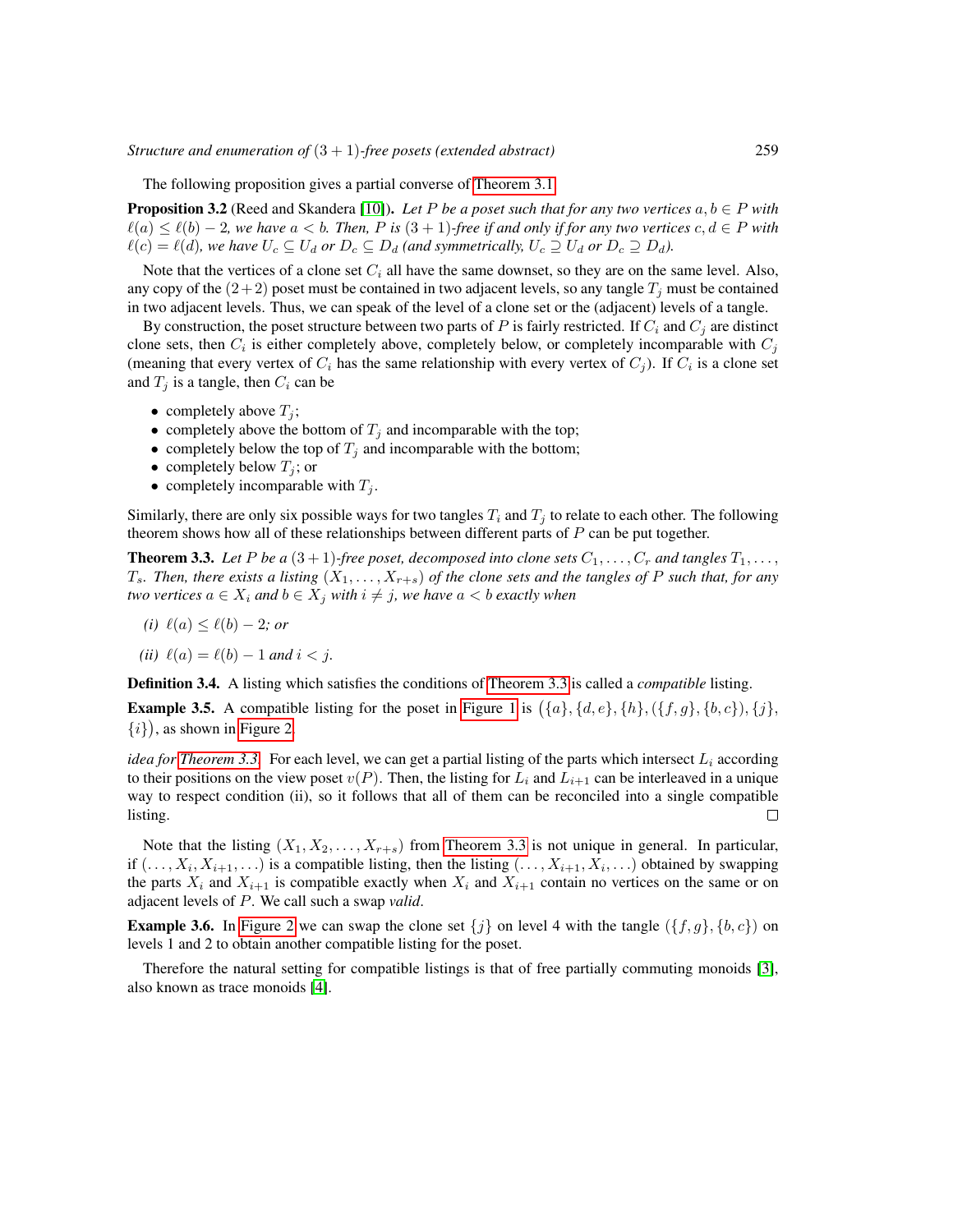The following proposition gives a partial converse of Theorem 3.1.

**Proposition 3.2** (Reed and Skandera [10]). *Let $P$ be a poset such that for any two vertices $a, b \in P$ with $\ell(a) \leq \ell(b) - 2$, we have $a < b$. Then, $P$ is $(3+1)$-free if and only if for any two vertices $c, d \in P$ with $\ell(c) = \ell(d)$, we have $U_c \subseteq U_d$ or $D_c \subseteq D_d$ (and symmetrically, $U_c \supseteq U_d$ or $D_c \supseteq D_d$).*

Note that the vertices of a clone set $C_i$ all have the same downset, so they are on the same level. Also, any copy of the $(2+2)$ poset must be contained in two adjacent levels, so any tangle $T_j$ must be contained in two adjacent levels. Thus, we can speak of the level of a clone set or the (adjacent) levels of a tangle.

By construction, the poset structure between two parts of $P$ is fairly restricted. If $C_i$ and $C_j$ are distinct clone sets, then $C_i$ is either completely above, completely below, or completely incomparable with $C_j$ (meaning that every vertex of $C_i$ has the same relationship with every vertex of $C_j$). If $C_i$ is a clone set and $T_j$ is a tangle, then $C_i$ can be

- completely above $T_j$;
- completely above the bottom of $T_j$ and incomparable with the top;
- completely below the top of $T_j$ and incomparable with the bottom;
- completely below $T_j$; or
- completely incomparable with $T_j$.

Similarly, there are only six possible ways for two tangles $T_i$ and $T_j$ to relate to each other. The following theorem shows how all of these relationships between different parts of $P$ can be put together.

**Theorem 3.3.** *Let $P$ be a $(3+1)$-free poset, decomposed into clone sets $C_1, \ldots, C_r$ and tangles $T_1, \ldots, T_s$. Then, there exists a listing $(X_1, \ldots, X_{r+s})$ of the clone sets and the tangles of $P$ such that, for any two vertices $a \in X_i$ and $b \in X_j$ with $i \neq j$, we have $a < b$ exactly when*

*(i)* $\ell(a) \leq \ell(b) - 2$; *or*

*(ii)* $\ell(a) = \ell(b) - 1$ *and* $i < j$.

**Definition 3.4.** A listing which satisfies the conditions of Theorem 3.3 is called a *compatible* listing.

**Example 3.5.** A compatible listing for the poset in Figure 1 is $\big(\{a\}, \{d, e\}, \{h\}, (\{f, g\}, \{b, c\}), \{j\}, \{i\}\big)$, as shown in Figure 2.

*idea for Theorem 3.3.* For each level, we can get a partial listing of the parts which intersect $L_i$ according to their positions on the view poset $v(P)$. Then, the listing for $L_i$ and $L_{i+1}$ can be interleaved in a unique way to respect condition (ii), so it follows that all of them can be reconciled into a single compatible listing. □

Note that the listing $(X_1, X_2, \ldots, X_{r+s})$ from Theorem 3.3 is not unique in general. In particular, if $(\ldots, X_i, X_{i+1}, \ldots)$ is a compatible listing, then the listing $(\ldots, X_{i+1}, X_i, \ldots)$ obtained by swapping the parts $X_i$ and $X_{i+1}$ is compatible exactly when $X_i$ and $X_{i+1}$ contain no vertices on the same or on adjacent levels of $P$. We call such a swap *valid*.

**Example 3.6.** In Figure 2 we can swap the clone set $\{j\}$ on level 4 with the tangle $(\{f, g\}, \{b, c\})$ on levels 1 and 2 to obtain another compatible listing for the poset.

Therefore the natural setting for compatible listings is that of free partially commuting monoids [3], also known as trace monoids [4].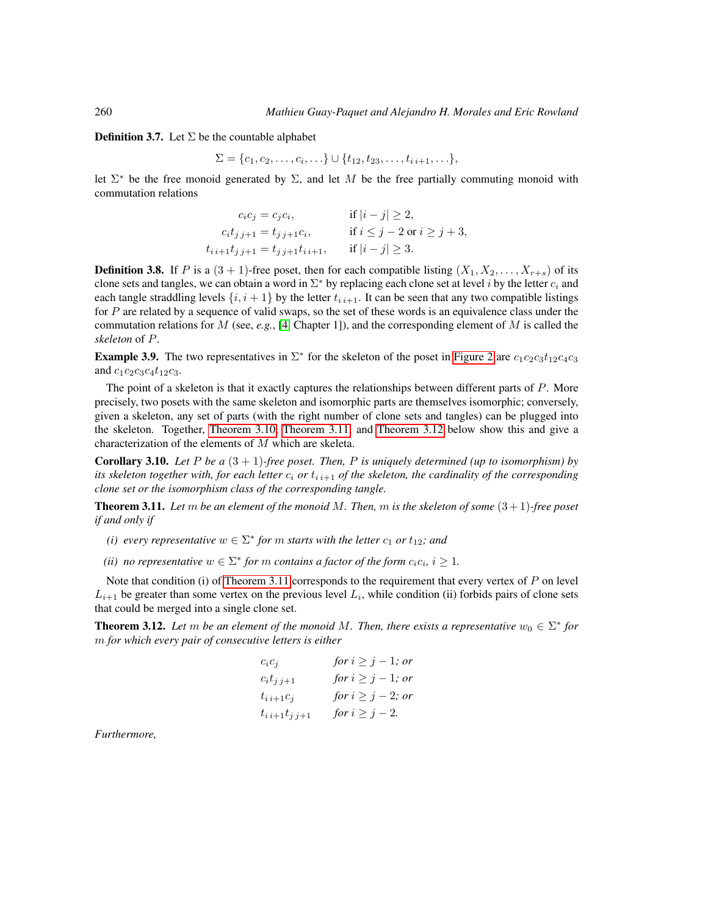**Definition 3.7.** Let $\Sigma$ be the countable alphabet

$$\Sigma = \{c_1, c_2, \ldots, c_i, \ldots\} \cup \{t_{12}, t_{23}, \ldots, t_{i\,i+1}, \ldots\},$$

let $\Sigma^*$ be the free monoid generated by $\Sigma$, and let $M$ be the free partially commuting monoid with commutation relations

$$\begin{aligned}
c_i c_j &= c_j c_i, && \text{if } |i-j| \geq 2, \\
c_i t_{j\,j+1} &= t_{j\,j+1} c_i, && \text{if } i \leq j-2 \text{ or } i \geq j+3, \\
t_{i\,i+1} t_{j\,j+1} &= t_{j\,j+1} t_{i\,i+1}, && \text{if } |i-j| \geq 3.
\end{aligned}$$

**Definition 3.8.** If $P$ is a $(3+1)$-free poset, then for each compatible listing $(X_1, X_2, \ldots, X_{r+s})$ of its clone sets and tangles, we can obtain a word in $\Sigma^*$ by replacing each clone set at level $i$ by the letter $c_i$ and each tangle straddling levels $\{i, i+1\}$ by the letter $t_{i\,i+1}$. It can be seen that any two compatible listings for $P$ are related by a sequence of valid swaps, so the set of these words is an equivalence class under the commutation relations for $M$ (see, *e.g.*, [4, Chapter 1]), and the corresponding element of $M$ is called the *skeleton* of $P$.

**Example 3.9.** The two representatives in $\Sigma^*$ for the skeleton of the poset in Figure 2 are $c_1c_2c_3t_{12}c_4c_3$ and $c_1c_2c_3c_4t_{12}c_3$.

The point of a skeleton is that it exactly captures the relationships between different parts of $P$. More precisely, two posets with the same skeleton and isomorphic parts are themselves isomorphic; conversely, given a skeleton, any set of parts (with the right number of clone sets and tangles) can be plugged into the skeleton. Together, Theorem 3.10, Theorem 3.11, and Theorem 3.12 below show this and give a characterization of the elements of $M$ which are skeleta.

**Corollary 3.10.** *Let $P$ be a $(3+1)$-free poset. Then, $P$ is uniquely determined (up to isomorphism) by its skeleton together with, for each letter $c_i$ or $t_{i\,i+1}$ of the skeleton, the cardinality of the corresponding clone set or the isomorphism class of the corresponding tangle.*

**Theorem 3.11.** *Let $m$ be an element of the monoid $M$. Then, $m$ is the skeleton of some $(3+1)$-free poset if and only if*

*(i) every representative $w \in \Sigma^*$ for $m$ starts with the letter $c_1$ or $t_{12}$; and*

*(ii) no representative $w \in \Sigma^*$ for $m$ contains a factor of the form $c_ic_i$, $i \geq 1$.*

Note that condition (i) of Theorem 3.11 corresponds to the requirement that every vertex of $P$ on level $L_{i+1}$ be greater than some vertex on the previous level $L_i$, while condition (ii) forbids pairs of clone sets that could be merged into a single clone set.

**Theorem 3.12.** *Let $m$ be an element of the monoid $M$. Then, there exists a representative $w_0 \in \Sigma^*$ for $m$ for which every pair of consecutive letters is either*

$$\begin{aligned}
&c_i c_j && \textit{for } i \geq j-1; \textit{ or} \\
&c_i t_{j\,j+1} && \textit{for } i \geq j-1; \textit{ or} \\
&t_{i\,i+1} c_j && \textit{for } i \geq j-2; \textit{ or} \\
&t_{i\,i+1} t_{j\,j+1} && \textit{for } i \geq j-2.
\end{aligned}$$

*Furthermore,*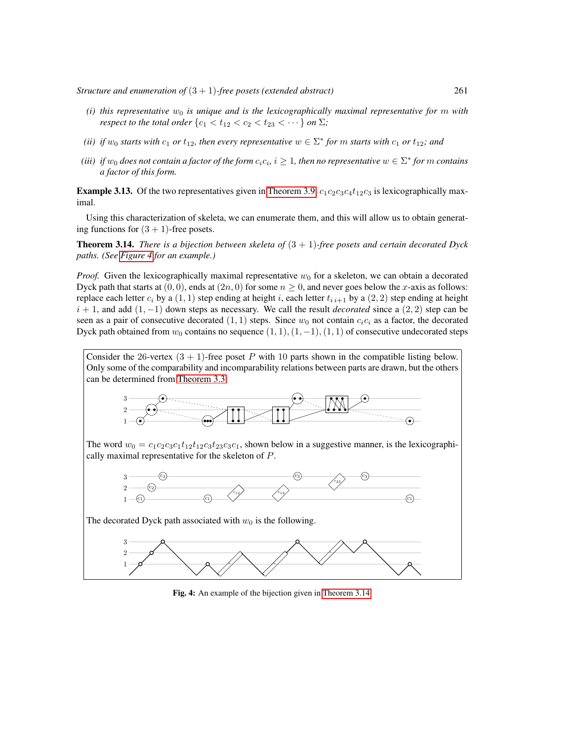*(i) this representative $w_0$ is unique and is the lexicographically maximal representative for $m$ with respect to the total order $\{c_1 < t_{12} < c_2 < t_{23} < \cdots\}$ on $\Sigma$;*

*(ii) if $w_0$ starts with $c_1$ or $t_{12}$, then every representative $w \in \Sigma^*$ for $m$ starts with $c_1$ or $t_{12}$; and*

*(iii) if $w_0$ does not contain a factor of the form $c_i c_i$, $i \geq 1$, then no representative $w \in \Sigma^*$ for $m$ contains a factor of this form.*

**Example 3.13.** Of the two representatives given in Theorem 3.9, $c_1c_2c_3c_4t_{12}c_3$ is lexicographically maximal.

Using this characterization of skeleta, we can enumerate them, and this will allow us to obtain generating functions for $(3+1)$-free posets.

**Theorem 3.14.** *There is a bijection between skeleta of $(3+1)$-free posets and certain decorated Dyck paths. (See Figure 4 for an example.)*

*Proof.* Given the lexicographically maximal representative $w_0$ for a skeleton, we can obtain a decorated Dyck path that starts at $(0,0)$, ends at $(2n,0)$ for some $n \geq 0$, and never goes below the $x$-axis as follows: replace each letter $c_i$ by a $(1,1)$ step ending at height $i$, each letter $t_{i\,i+1}$ by a $(2,2)$ step ending at height $i+1$, and add $(1,-1)$ down steps as necessary. We call the result *decorated* since a $(2,2)$ step can be seen as a pair of consecutive decorated $(1,1)$ steps. Since $w_0$ not contain $c_ic_i$ as a factor, the decorated Dyck path obtained from $w_0$ contains no sequence $(1,1),(1,-1),(1,1)$ of consecutive undecorated steps

Consider the 26-vertex $(3+1)$-free poset $P$ with 10 parts shown in the compatible listing below. Only some of the comparability and incomparability relations between parts are drawn, but the others can be determined from Theorem 3.3.

The word $w_0 = c_1c_2c_3c_1t_{12}t_{12}c_3t_{23}c_3c_1$, shown below in a suggestive manner, is the lexicographically maximal representative for the skeleton of $P$.

The decorated Dyck path associated with $w_0$ is the following.

**Fig. 4:** An example of the bijection given in Theorem 3.14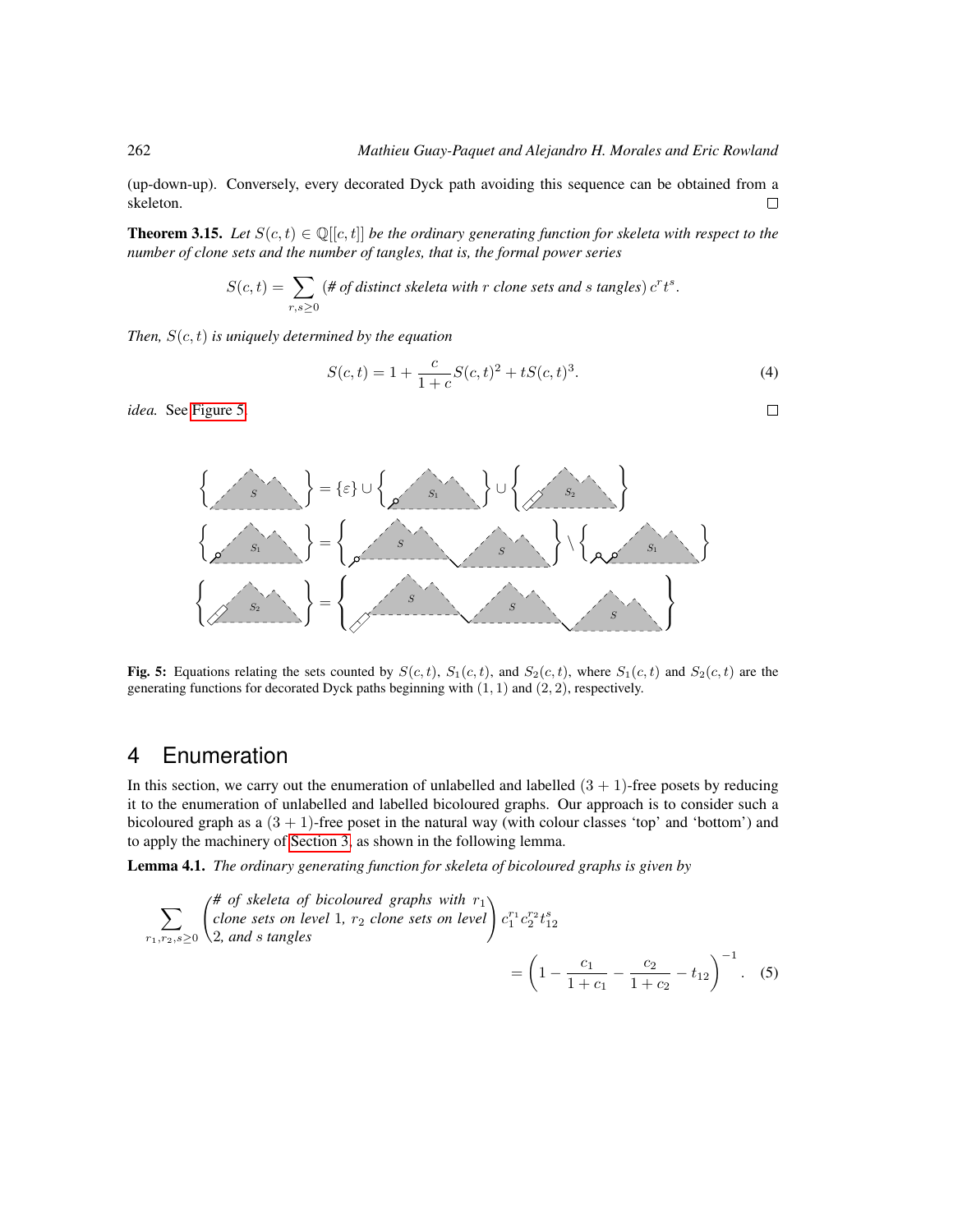(up-down-up). Conversely, every decorated Dyck path avoiding this sequence can be obtained from a skeleton. □

**Theorem 3.15.** *Let $S(c,t) \in \mathbb{Q}[[c,t]]$ be the ordinary generating function for skeleta with respect to the number of clone sets and the number of tangles, that is, the formal power series*

$$S(c,t) = \sum_{r,s \geq 0} (\text{\# of distinct skeleta with } r \text{ clone sets and } s \text{ tangles})\, c^r t^s.$$

*Then, $S(c,t)$ is uniquely determined by the equation*

$$S(c,t) = 1 + \frac{c}{1+c} S(c,t)^2 + tS(c,t)^3. \tag{4}$$

*idea.* See Figure 5. □

Fig. 5: Equations relating the sets counted by $S(c,t)$, $S_1(c,t)$, and $S_2(c,t)$, where $S_1(c,t)$ and $S_2(c,t)$ are the generating functions for decorated Dyck paths beginning with $(1,1)$ and $(2,2)$, respectively.

## 4 Enumeration

In this section, we carry out the enumeration of unlabelled and labelled $(3+1)$-free posets by reducing it to the enumeration of unlabelled and labelled bicoloured graphs. Our approach is to consider such a bicoloured graph as a $(3+1)$-free poset in the natural way (with colour classes 'top' and 'bottom') and to apply the machinery of Section 3, as shown in the following lemma.

**Lemma 4.1.** *The ordinary generating function for skeleta of bicoloured graphs is given by*

$$\sum_{r_1,r_2,s \geq 0} \begin{pmatrix} \text{\# of skeleta of bicoloured graphs with } r_1 \\ \text{clone sets on level } 1,\ r_2 \text{ clone sets on level} \\ 2, \text{ and } s \text{ tangles} \end{pmatrix} c_1^{r_1} c_2^{r_2} t_{12}^s = \left(1 - \frac{c_1}{1+c_1} - \frac{c_2}{1+c_2} - t_{12}\right)^{-1}. \tag{5}$$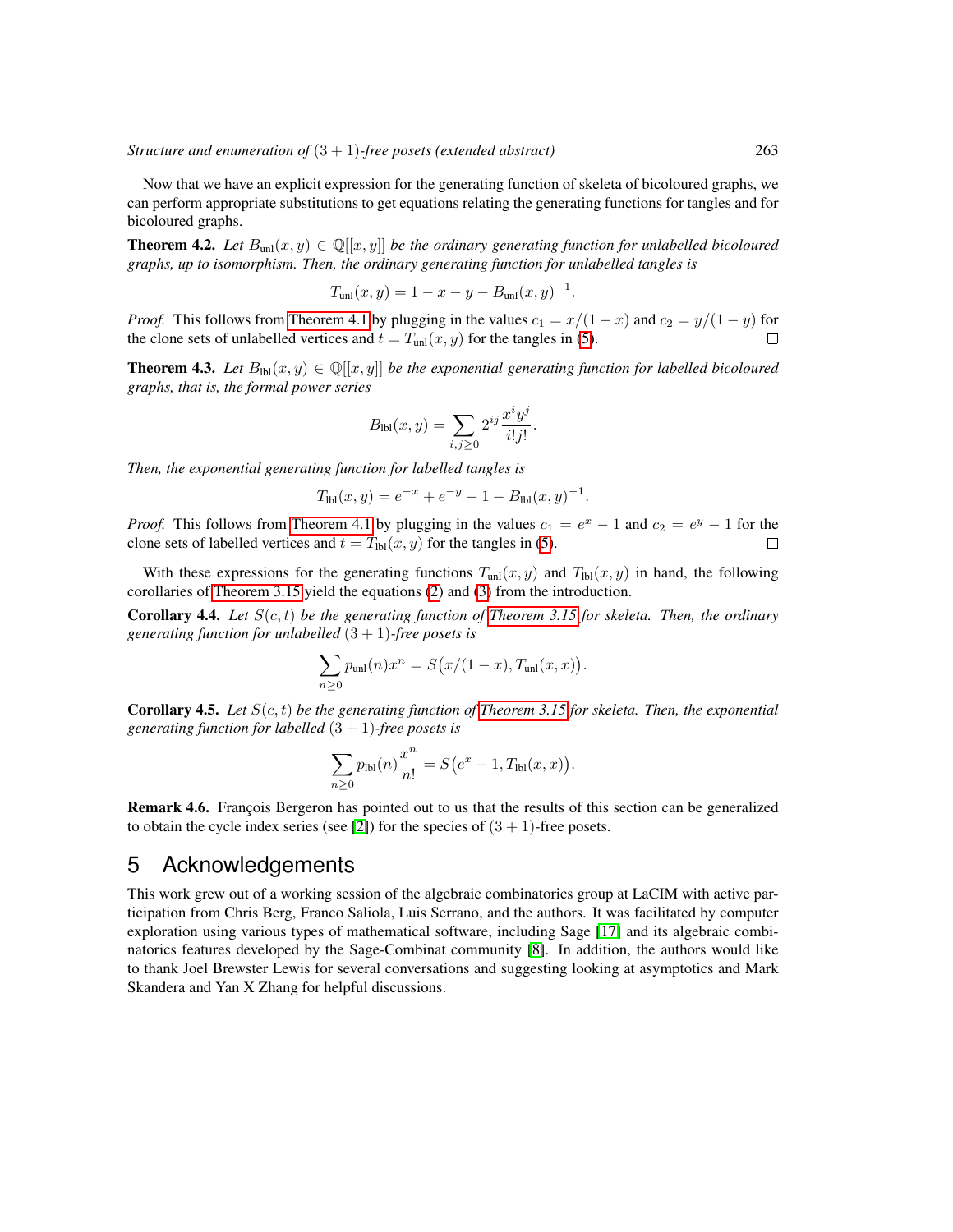Now that we have an explicit expression for the generating function of skeleta of bicoloured graphs, we can perform appropriate substitutions to get equations relating the generating functions for tangles and for bicoloured graphs.

**Theorem 4.2.** *Let $B_{\text{unl}}(x,y) \in \mathbb{Q}[[x,y]]$ be the ordinary generating function for unlabelled bicoloured graphs, up to isomorphism. Then, the ordinary generating function for unlabelled tangles is*

$$T_{\text{unl}}(x,y) = 1 - x - y - B_{\text{unl}}(x,y)^{-1}.$$

*Proof.* This follows from Theorem 4.1 by plugging in the values $c_1 = x/(1-x)$ and $c_2 = y/(1-y)$ for the clone sets of unlabelled vertices and $t = T_{\text{unl}}(x,y)$ for the tangles in (5). □

**Theorem 4.3.** *Let $B_{\text{lbl}}(x,y) \in \mathbb{Q}[[x,y]]$ be the exponential generating function for labelled bicoloured graphs, that is, the formal power series*

$$B_{\text{lbl}}(x,y) = \sum_{i,j \geq 0} 2^{ij} \frac{x^i y^j}{i!j!}.$$

*Then, the exponential generating function for labelled tangles is*

$$T_{\text{lbl}}(x,y) = e^{-x} + e^{-y} - 1 - B_{\text{lbl}}(x,y)^{-1}.$$

*Proof.* This follows from Theorem 4.1 by plugging in the values $c_1 = e^x - 1$ and $c_2 = e^y - 1$ for the clone sets of labelled vertices and $t = T_{\text{lbl}}(x,y)$ for the tangles in (5). □

With these expressions for the generating functions $T_{\text{unl}}(x,y)$ and $T_{\text{lbl}}(x,y)$ in hand, the following corollaries of Theorem 3.15 yield the equations (2) and (3) from the introduction.

**Corollary 4.4.** *Let $S(c,t)$ be the generating function of Theorem 3.15 for skeleta. Then, the ordinary generating function for unlabelled $(3+1)$-free posets is*

$$\sum_{n \geq 0} p_{\text{unl}}(n) x^n = S\big(x/(1-x), T_{\text{unl}}(x,x)\big).$$

**Corollary 4.5.** *Let $S(c,t)$ be the generating function of Theorem 3.15 for skeleta. Then, the exponential generating function for labelled $(3+1)$-free posets is*

$$\sum_{n \geq 0} p_{\text{lbl}}(n) \frac{x^n}{n!} = S\big(e^x - 1, T_{\text{lbl}}(x,x)\big).$$

**Remark 4.6.** François Bergeron has pointed out to us that the results of this section can be generalized to obtain the cycle index series (see [2]) for the species of $(3+1)$-free posets.

## 5 Acknowledgements

This work grew out of a working session of the algebraic combinatorics group at LaCIM with active participation from Chris Berg, Franco Saliola, Luis Serrano, and the authors. It was facilitated by computer exploration using various types of mathematical software, including Sage [17] and its algebraic combinatorics features developed by the Sage-Combinat community [8]. In addition, the authors would like to thank Joel Brewster Lewis for several conversations and suggesting looking at asymptotics and Mark Skandera and Yan X Zhang for helpful discussions.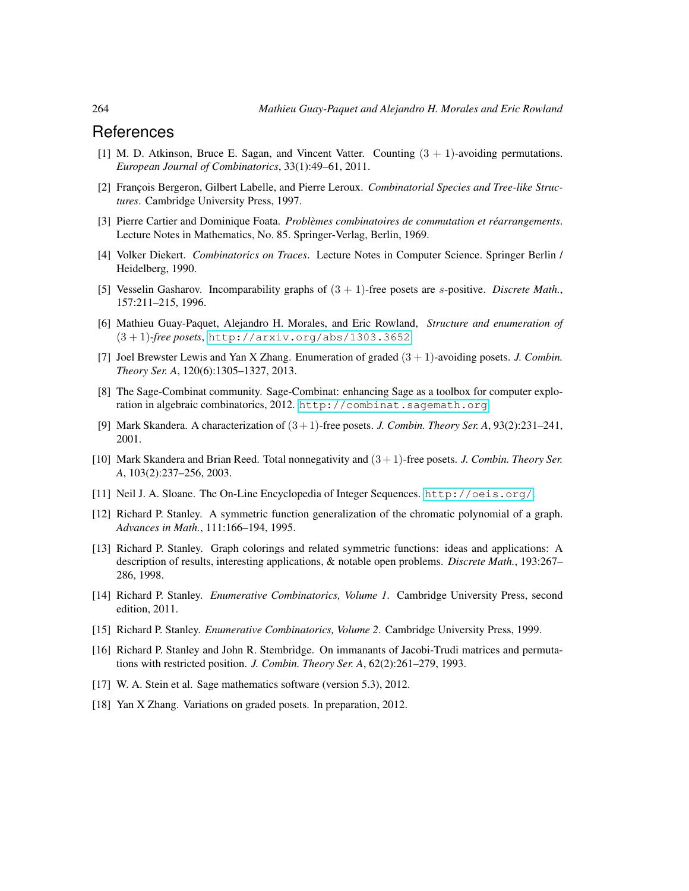# References

[1] M. D. Atkinson, Bruce E. Sagan, and Vincent Vatter. Counting $(3 + 1)$-avoiding permutations. *European Journal of Combinatorics*, 33(1):49–61, 2011.

[2] François Bergeron, Gilbert Labelle, and Pierre Leroux. *Combinatorial Species and Tree-like Structures*. Cambridge University Press, 1997.

[3] Pierre Cartier and Dominique Foata. *Problèmes combinatoires de commutation et réarrangements*. Lecture Notes in Mathematics, No. 85. Springer-Verlag, Berlin, 1969.

[4] Volker Diekert. *Combinatorics on Traces*. Lecture Notes in Computer Science. Springer Berlin / Heidelberg, 1990.

[5] Vesselin Gasharov. Incomparability graphs of $(3 + 1)$-free posets are $s$-positive. *Discrete Math.*, 157:211–215, 1996.

[6] Mathieu Guay-Paquet, Alejandro H. Morales, and Eric Rowland, *Structure and enumeration of $(3 + 1)$-free posets*, http://arxiv.org/abs/1303.3652

[7] Joel Brewster Lewis and Yan X Zhang. Enumeration of graded $(3 + 1)$-avoiding posets. *J. Combin. Theory Ser. A*, 120(6):1305–1327, 2013.

[8] The Sage-Combinat community. Sage-Combinat: enhancing Sage as a toolbox for computer exploration in algebraic combinatorics, 2012. http://combinat.sagemath.org

[9] Mark Skandera. A characterization of $(3+1)$-free posets. *J. Combin. Theory Ser. A*, 93(2):231–241, 2001.

[10] Mark Skandera and Brian Reed. Total nonnegativity and $(3+1)$-free posets. *J. Combin. Theory Ser. A*, 103(2):237–256, 2003.

[11] Neil J. A. Sloane. The On-Line Encyclopedia of Integer Sequences. http://oeis.org/.

[12] Richard P. Stanley. A symmetric function generalization of the chromatic polynomial of a graph. *Advances in Math.*, 111:166–194, 1995.

[13] Richard P. Stanley. Graph colorings and related symmetric functions: ideas and applications: A description of results, interesting applications, & notable open problems. *Discrete Math.*, 193:267–286, 1998.

[14] Richard P. Stanley. *Enumerative Combinatorics, Volume 1*. Cambridge University Press, second edition, 2011.

[15] Richard P. Stanley. *Enumerative Combinatorics, Volume 2*. Cambridge University Press, 1999.

[16] Richard P. Stanley and John R. Stembridge. On immanants of Jacobi-Trudi matrices and permutations with restricted position. *J. Combin. Theory Ser. A*, 62(2):261–279, 1993.

[17] W. A. Stein et al. Sage mathematics software (version 5.3), 2012.

[18] Yan X Zhang. Variations on graded posets. In preparation, 2012.